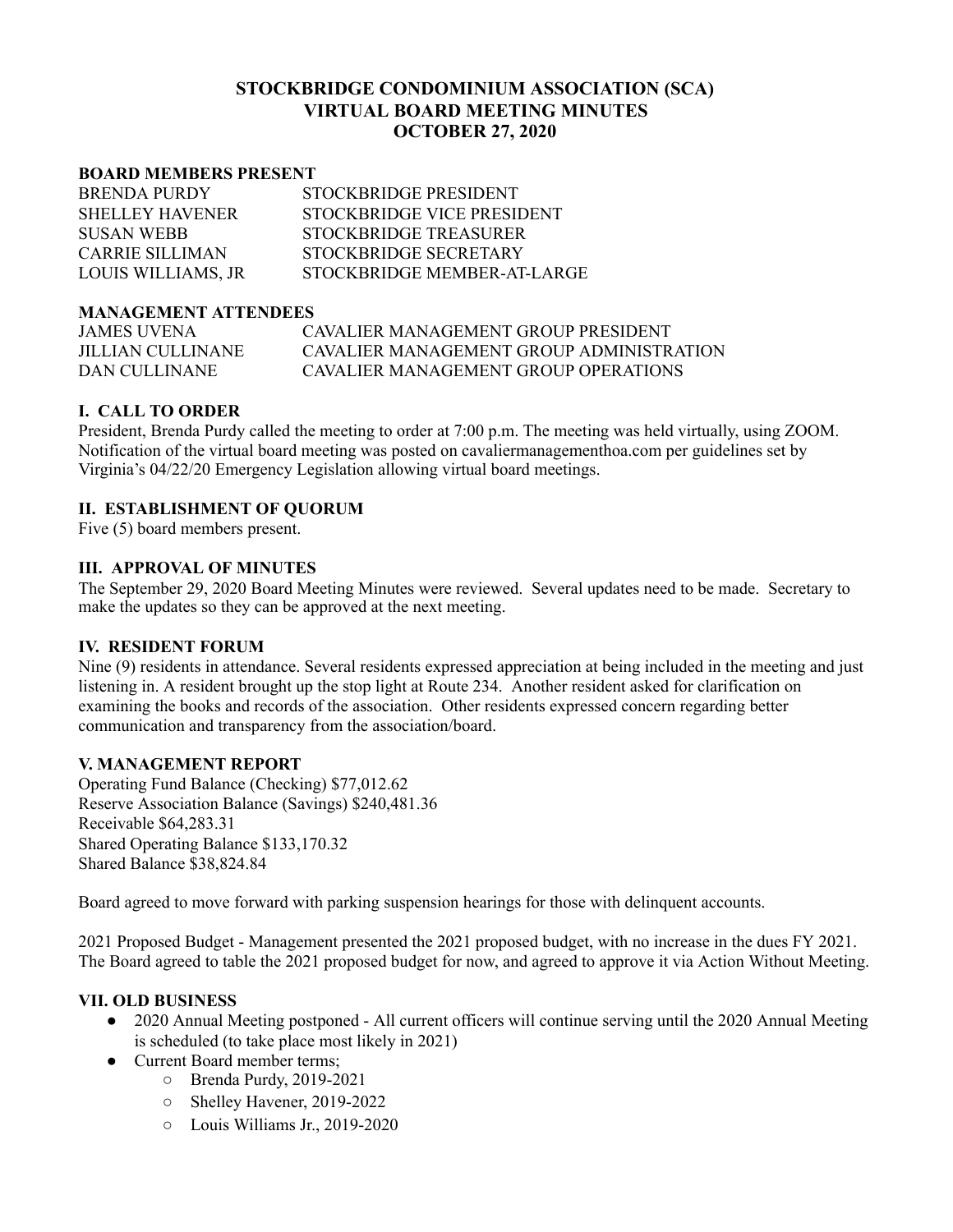# STOCKBRIDGE CONDOMINIUM ASSOCIATION (SCA)
# VIRTUAL BOARD MEETING MINUTES
# OCTOBER 27, 2020

**BOARD MEMBERS PRESENT**

| | |
|---|---|
| BRENDA PURDY | STOCKBRIDGE PRESIDENT |
| SHELLEY HAVENER | STOCKBRIDGE VICE PRESIDENT |
| SUSAN WEBB | STOCKBRIDGE TREASURER |
| CARRIE SILLIMAN | STOCKBRIDGE SECRETARY |
| LOUIS WILLIAMS, JR | STOCKBRIDGE MEMBER-AT-LARGE |

**MANAGEMENT ATTENDEES**

| | |
|---|---|
| JAMES UVENA | CAVALIER MANAGEMENT GROUP PRESIDENT |
| JILLIAN CULLINANE | CAVALIER MANAGEMENT GROUP ADMINISTRATION |
| DAN CULLINANE | CAVALIER MANAGEMENT GROUP OPERATIONS |

## I. CALL TO ORDER

President, Brenda Purdy called the meeting to order at 7:00 p.m. The meeting was held virtually, using ZOOM. Notification of the virtual board meeting was posted on cavaliermanagementhoa.com per guidelines set by Virginia's 04/22/20 Emergency Legislation allowing virtual board meetings.

## II. ESTABLISHMENT OF QUORUM

Five (5) board members present.

## III. APPROVAL OF MINUTES

The September 29, 2020 Board Meeting Minutes were reviewed. Several updates need to be made. Secretary to make the updates so they can be approved at the next meeting.

## IV. RESIDENT FORUM

Nine (9) residents in attendance. Several residents expressed appreciation at being included in the meeting and just listening in. A resident brought up the stop light at Route 234. Another resident asked for clarification on examining the books and records of the association. Other residents expressed concern regarding better communication and transparency from the association/board.

## V. MANAGEMENT REPORT

Operating Fund Balance (Checking) $77,012.62
Reserve Association Balance (Savings) $240,481.36
Receivable $64,283.31
Shared Operating Balance $133,170.32
Shared Balance $38,824.84

Board agreed to move forward with parking suspension hearings for those with delinquent accounts.

2021 Proposed Budget - Management presented the 2021 proposed budget, with no increase in the dues FY 2021. The Board agreed to table the 2021 proposed budget for now, and agreed to approve it via Action Without Meeting.

## VII. OLD BUSINESS

- 2020 Annual Meeting postponed - All current officers will continue serving until the 2020 Annual Meeting is scheduled (to take place most likely in 2021)
- Current Board member terms;
  - Brenda Purdy, 2019-2021
  - Shelley Havener, 2019-2022
  - Louis Williams Jr., 2019-2020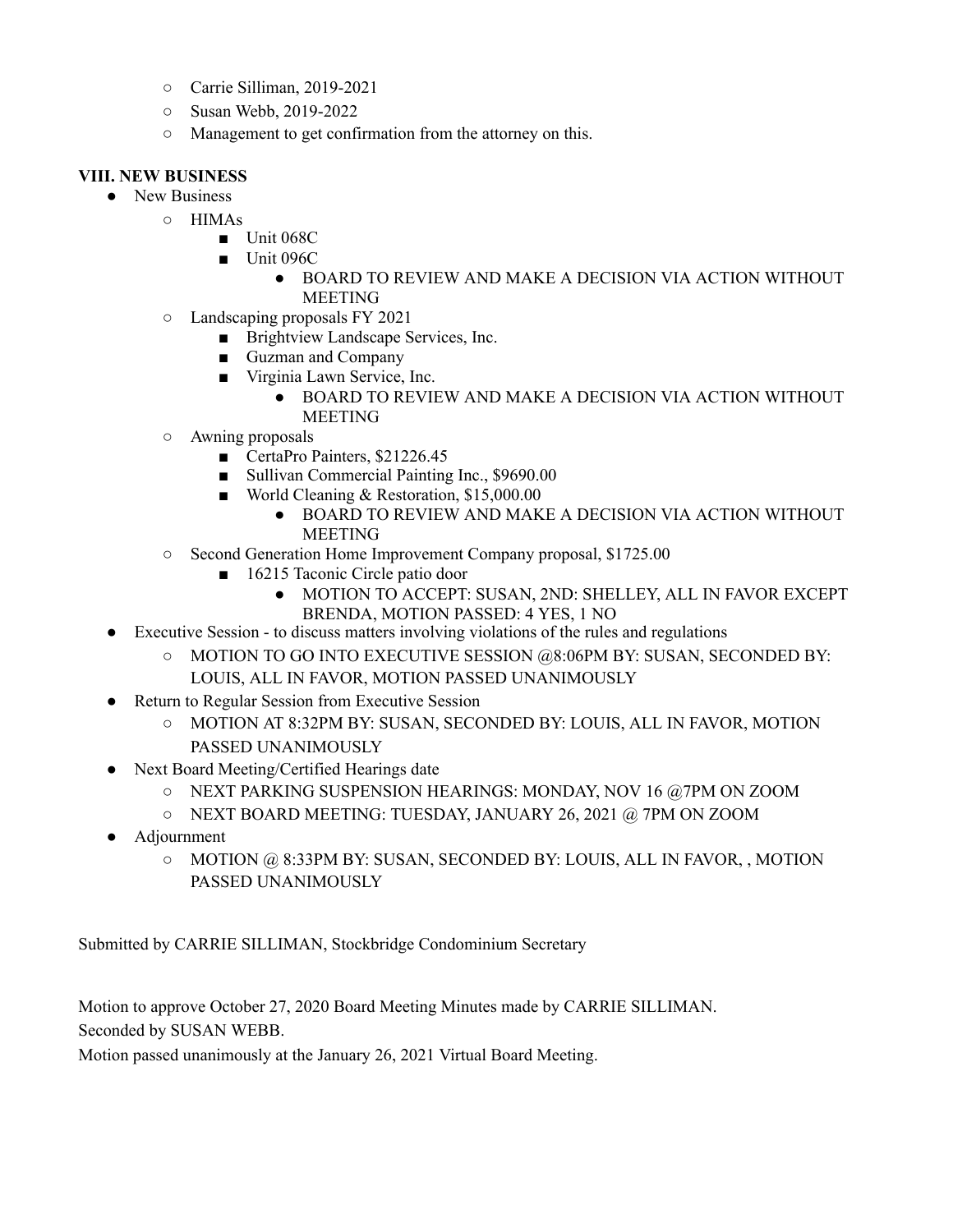- Carrie Silliman, 2019-2021
  - Susan Webb, 2019-2022
  - Management to get confirmation from the attorney on this.

## VIII. NEW BUSINESS

- New Business
  - HIMAs
    - Unit 068C
    - Unit 096C
      - BOARD TO REVIEW AND MAKE A DECISION VIA ACTION WITHOUT MEETING
  - Landscaping proposals FY 2021
    - Brightview Landscape Services, Inc.
    - Guzman and Company
    - Virginia Lawn Service, Inc.
      - BOARD TO REVIEW AND MAKE A DECISION VIA ACTION WITHOUT MEETING
  - Awning proposals
    - CertaPro Painters, $21226.45
    - Sullivan Commercial Painting Inc., $9690.00
    - World Cleaning & Restoration, $15,000.00
      - BOARD TO REVIEW AND MAKE A DECISION VIA ACTION WITHOUT MEETING
  - Second Generation Home Improvement Company proposal, $1725.00
    - 16215 Taconic Circle patio door
      - MOTION TO ACCEPT: SUSAN, 2ND: SHELLEY, ALL IN FAVOR EXCEPT BRENDA, MOTION PASSED: 4 YES, 1 NO
- Executive Session - to discuss matters involving violations of the rules and regulations
  - MOTION TO GO INTO EXECUTIVE SESSION @8:06PM BY: SUSAN, SECONDED BY: LOUIS, ALL IN FAVOR, MOTION PASSED UNANIMOUSLY
- Return to Regular Session from Executive Session
  - MOTION AT 8:32PM BY: SUSAN, SECONDED BY: LOUIS, ALL IN FAVOR, MOTION PASSED UNANIMOUSLY
- Next Board Meeting/Certified Hearings date
  - NEXT PARKING SUSPENSION HEARINGS: MONDAY, NOV 16 @7PM ON ZOOM
  - NEXT BOARD MEETING: TUESDAY, JANUARY 26, 2021 @ 7PM ON ZOOM
- Adjournment
  - MOTION @ 8:33PM BY: SUSAN, SECONDED BY: LOUIS, ALL IN FAVOR, , MOTION PASSED UNANIMOUSLY

Submitted by CARRIE SILLIMAN, Stockbridge Condominium Secretary

Motion to approve October 27, 2020 Board Meeting Minutes made by CARRIE SILLIMAN.
Seconded by SUSAN WEBB.
Motion passed unanimously at the January 26, 2021 Virtual Board Meeting.